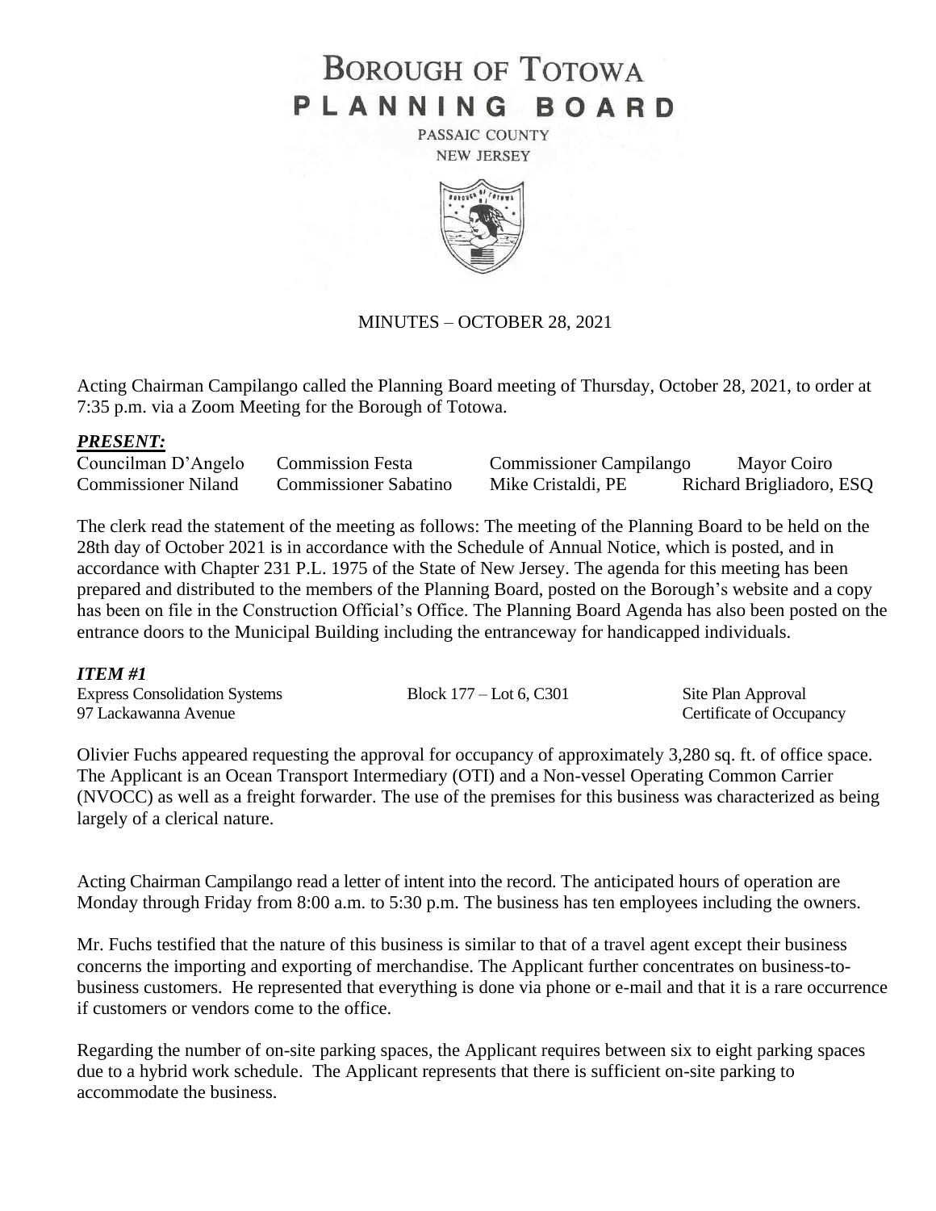# BOROUGH OF TOTOWA
# PLANNING BOARD

PASSAIC COUNTY
NEW JERSEY

MINUTES – OCTOBER 28, 2021

Acting Chairman Campilango called the Planning Board meeting of Thursday, October 28, 2021, to order at 7:35 p.m. via a Zoom Meeting for the Borough of Totowa.

### *PRESENT:*

| | | | |
|---|---|---|---|
| Councilman D'Angelo | Commission Festa | Commissioner Campilango | Mayor Coiro |
| Commissioner Niland | Commissioner Sabatino | Mike Cristaldi, PE | Richard Brigliadoro, ESQ |

The clerk read the statement of the meeting as follows: The meeting of the Planning Board to be held on the 28th day of October 2021 is in accordance with the Schedule of Annual Notice, which is posted, and in accordance with Chapter 231 P.L. 1975 of the State of New Jersey. The agenda for this meeting has been prepared and distributed to the members of the Planning Board, posted on the Borough's website and a copy has been on file in the Construction Official's Office. The Planning Board Agenda has also been posted on the entrance doors to the Municipal Building including the entranceway for handicapped individuals.

### *ITEM #1*

| | | |
|---|---|---|
| Express Consolidation Systems | Block 177 – Lot 6, C301 | Site Plan Approval |
| 97 Lackawanna Avenue | | Certificate of Occupancy |

Olivier Fuchs appeared requesting the approval for occupancy of approximately 3,280 sq. ft. of office space. The Applicant is an Ocean Transport Intermediary (OTI) and a Non-vessel Operating Common Carrier (NVOCC) as well as a freight forwarder. The use of the premises for this business was characterized as being largely of a clerical nature.

Acting Chairman Campilango read a letter of intent into the record. The anticipated hours of operation are Monday through Friday from 8:00 a.m. to 5:30 p.m. The business has ten employees including the owners.

Mr. Fuchs testified that the nature of this business is similar to that of a travel agent except their business concerns the importing and exporting of merchandise. The Applicant further concentrates on business-to-business customers. He represented that everything is done via phone or e-mail and that it is a rare occurrence if customers or vendors come to the office.

Regarding the number of on-site parking spaces, the Applicant requires between six to eight parking spaces due to a hybrid work schedule. The Applicant represents that there is sufficient on-site parking to accommodate the business.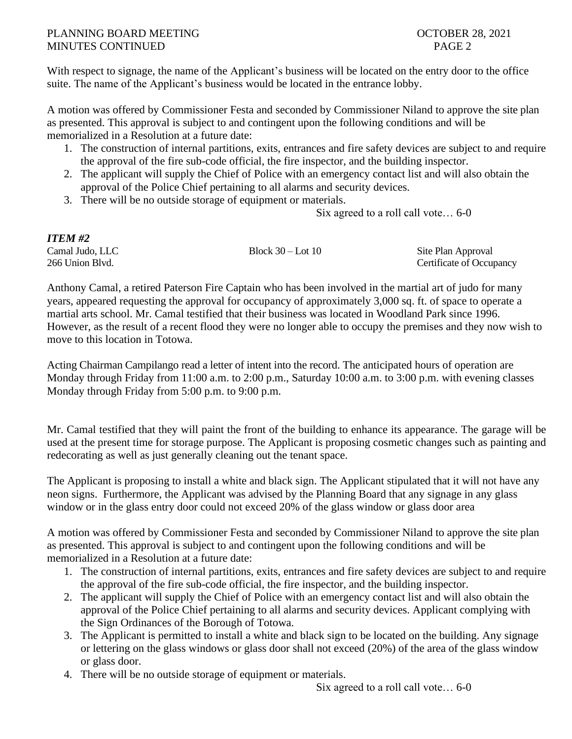With respect to signage, the name of the Applicant's business will be located on the entry door to the office suite. The name of the Applicant's business would be located in the entrance lobby.

A motion was offered by Commissioner Festa and seconded by Commissioner Niland to approve the site plan as presented. This approval is subject to and contingent upon the following conditions and will be memorialized in a Resolution at a future date:

1. The construction of internal partitions, exits, entrances and fire safety devices are subject to and require the approval of the fire sub-code official, the fire inspector, and the building inspector.
2. The applicant will supply the Chief of Police with an emergency contact list and will also obtain the approval of the Police Chief pertaining to all alarms and security devices.
3. There will be no outside storage of equipment or materials.

Six agreed to a roll call vote… 6-0

***ITEM #2***

| Camal Judo, LLC | Block 30 – Lot 10 | Site Plan Approval |
|---|---|---|
| 266 Union Blvd. | | Certificate of Occupancy |

Anthony Camal, a retired Paterson Fire Captain who has been involved in the martial art of judo for many years, appeared requesting the approval for occupancy of approximately 3,000 sq. ft. of space to operate a martial arts school. Mr. Camal testified that their business was located in Woodland Park since 1996. However, as the result of a recent flood they were no longer able to occupy the premises and they now wish to move to this location in Totowa.

Acting Chairman Campilango read a letter of intent into the record. The anticipated hours of operation are Monday through Friday from 11:00 a.m. to 2:00 p.m., Saturday 10:00 a.m. to 3:00 p.m. with evening classes Monday through Friday from 5:00 p.m. to 9:00 p.m.

Mr. Camal testified that they will paint the front of the building to enhance its appearance. The garage will be used at the present time for storage purpose. The Applicant is proposing cosmetic changes such as painting and redecorating as well as just generally cleaning out the tenant space.

The Applicant is proposing to install a white and black sign. The Applicant stipulated that it will not have any neon signs. Furthermore, the Applicant was advised by the Planning Board that any signage in any glass window or in the glass entry door could not exceed 20% of the glass window or glass door area

A motion was offered by Commissioner Festa and seconded by Commissioner Niland to approve the site plan as presented. This approval is subject to and contingent upon the following conditions and will be memorialized in a Resolution at a future date:

1. The construction of internal partitions, exits, entrances and fire safety devices are subject to and require the approval of the fire sub-code official, the fire inspector, and the building inspector.
2. The applicant will supply the Chief of Police with an emergency contact list and will also obtain the approval of the Police Chief pertaining to all alarms and security devices. Applicant complying with the Sign Ordinances of the Borough of Totowa.
3. The Applicant is permitted to install a white and black sign to be located on the building. Any signage or lettering on the glass windows or glass door shall not exceed (20%) of the area of the glass window or glass door.
4. There will be no outside storage of equipment or materials.

Six agreed to a roll call vote… 6-0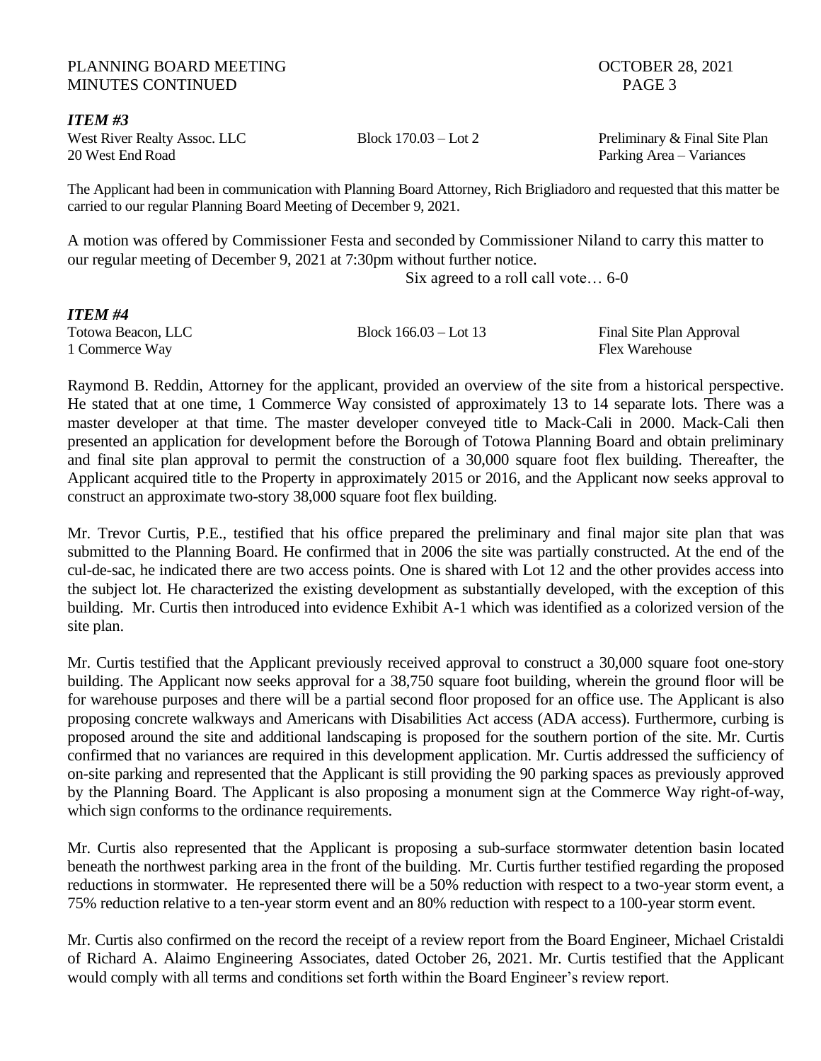### *ITEM #3*

West River Realty Assoc. LLC　　　　Block 170.03 – Lot 2　　　　Preliminary & Final Site Plan
20 West End Road　　　　　　　　　　　　　　　　　　　　　　Parking Area – Variances

The Applicant had been in communication with Planning Board Attorney, Rich Brigliadoro and requested that this matter be carried to our regular Planning Board Meeting of December 9, 2021.

A motion was offered by Commissioner Festa and seconded by Commissioner Niland to carry this matter to our regular meeting of December 9, 2021 at 7:30pm without further notice.

Six agreed to a roll call vote… 6-0

### *ITEM #4*

Totowa Beacon, LLC　　　　Block 166.03 – Lot 13　　　　Final Site Plan Approval
1 Commerce Way　　　　　　　　　　　　　　　　　　　　Flex Warehouse

Raymond B. Reddin, Attorney for the applicant, provided an overview of the site from a historical perspective. He stated that at one time, 1 Commerce Way consisted of approximately 13 to 14 separate lots. There was a master developer at that time. The master developer conveyed title to Mack-Cali in 2000. Mack-Cali then presented an application for development before the Borough of Totowa Planning Board and obtain preliminary and final site plan approval to permit the construction of a 30,000 square foot flex building. Thereafter, the Applicant acquired title to the Property in approximately 2015 or 2016, and the Applicant now seeks approval to construct an approximate two-story 38,000 square foot flex building.

Mr. Trevor Curtis, P.E., testified that his office prepared the preliminary and final major site plan that was submitted to the Planning Board. He confirmed that in 2006 the site was partially constructed. At the end of the cul-de-sac, he indicated there are two access points. One is shared with Lot 12 and the other provides access into the subject lot. He characterized the existing development as substantially developed, with the exception of this building. Mr. Curtis then introduced into evidence Exhibit A-1 which was identified as a colorized version of the site plan.

Mr. Curtis testified that the Applicant previously received approval to construct a 30,000 square foot one-story building. The Applicant now seeks approval for a 38,750 square foot building, wherein the ground floor will be for warehouse purposes and there will be a partial second floor proposed for an office use. The Applicant is also proposing concrete walkways and Americans with Disabilities Act access (ADA access). Furthermore, curbing is proposed around the site and additional landscaping is proposed for the southern portion of the site. Mr. Curtis confirmed that no variances are required in this development application. Mr. Curtis addressed the sufficiency of on-site parking and represented that the Applicant is still providing the 90 parking spaces as previously approved by the Planning Board. The Applicant is also proposing a monument sign at the Commerce Way right-of-way, which sign conforms to the ordinance requirements.

Mr. Curtis also represented that the Applicant is proposing a sub-surface stormwater detention basin located beneath the northwest parking area in the front of the building. Mr. Curtis further testified regarding the proposed reductions in stormwater. He represented there will be a 50% reduction with respect to a two-year storm event, a 75% reduction relative to a ten-year storm event and an 80% reduction with respect to a 100-year storm event.

Mr. Curtis also confirmed on the record the receipt of a review report from the Board Engineer, Michael Cristaldi of Richard A. Alaimo Engineering Associates, dated October 26, 2021. Mr. Curtis testified that the Applicant would comply with all terms and conditions set forth within the Board Engineer's review report.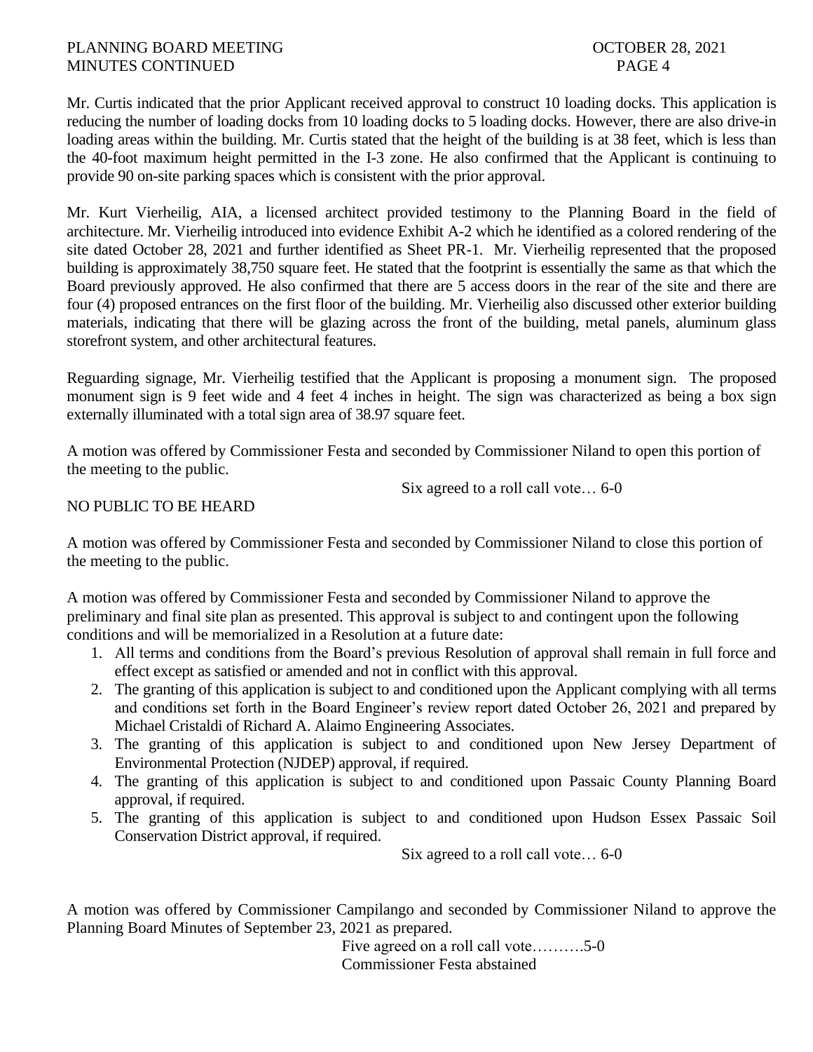Mr. Curtis indicated that the prior Applicant received approval to construct 10 loading docks. This application is reducing the number of loading docks from 10 loading docks to 5 loading docks. However, there are also drive-in loading areas within the building. Mr. Curtis stated that the height of the building is at 38 feet, which is less than the 40-foot maximum height permitted in the I-3 zone. He also confirmed that the Applicant is continuing to provide 90 on-site parking spaces which is consistent with the prior approval.

Mr. Kurt Vierheilig, AIA, a licensed architect provided testimony to the Planning Board in the field of architecture. Mr. Vierheilig introduced into evidence Exhibit A-2 which he identified as a colored rendering of the site dated October 28, 2021 and further identified as Sheet PR-1. Mr. Vierheilig represented that the proposed building is approximately 38,750 square feet. He stated that the footprint is essentially the same as that which the Board previously approved. He also confirmed that there are 5 access doors in the rear of the site and there are four (4) proposed entrances on the first floor of the building. Mr. Vierheilig also discussed other exterior building materials, indicating that there will be glazing across the front of the building, metal panels, aluminum glass storefront system, and other architectural features.

Reguarding signage, Mr. Vierheilig testified that the Applicant is proposing a monument sign. The proposed monument sign is 9 feet wide and 4 feet 4 inches in height. The sign was characterized as being a box sign externally illuminated with a total sign area of 38.97 square feet.

A motion was offered by Commissioner Festa and seconded by Commissioner Niland to open this portion of the meeting to the public.

Six agreed to a roll call vote… 6-0

NO PUBLIC TO BE HEARD

A motion was offered by Commissioner Festa and seconded by Commissioner Niland to close this portion of the meeting to the public.

A motion was offered by Commissioner Festa and seconded by Commissioner Niland to approve the preliminary and final site plan as presented. This approval is subject to and contingent upon the following conditions and will be memorialized in a Resolution at a future date:

1. All terms and conditions from the Board's previous Resolution of approval shall remain in full force and effect except as satisfied or amended and not in conflict with this approval.
2. The granting of this application is subject to and conditioned upon the Applicant complying with all terms and conditions set forth in the Board Engineer's review report dated October 26, 2021 and prepared by Michael Cristaldi of Richard A. Alaimo Engineering Associates.
3. The granting of this application is subject to and conditioned upon New Jersey Department of Environmental Protection (NJDEP) approval, if required.
4. The granting of this application is subject to and conditioned upon Passaic County Planning Board approval, if required.
5. The granting of this application is subject to and conditioned upon Hudson Essex Passaic Soil Conservation District approval, if required.

Six agreed to a roll call vote… 6-0

A motion was offered by Commissioner Campilango and seconded by Commissioner Niland to approve the Planning Board Minutes of September 23, 2021 as prepared.

Five agreed on a roll call vote……….5-0
Commissioner Festa abstained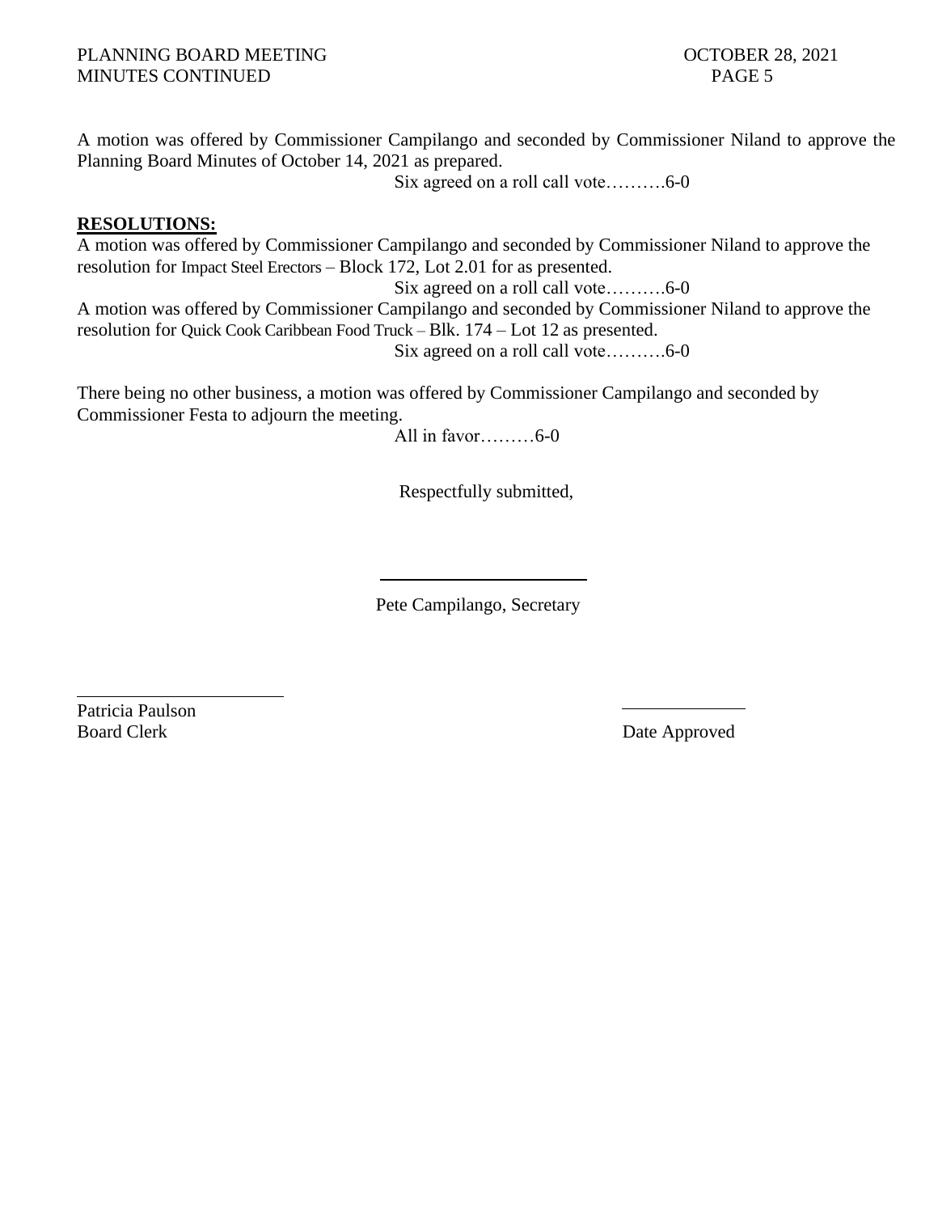A motion was offered by Commissioner Campilango and seconded by Commissioner Niland to approve the Planning Board Minutes of October 14, 2021 as prepared.

Six agreed on a roll call vote……….6-0

**RESOLUTIONS:**

A motion was offered by Commissioner Campilango and seconded by Commissioner Niland to approve the resolution for Impact Steel Erectors – Block 172, Lot 2.01 for as presented.

Six agreed on a roll call vote……….6-0

A motion was offered by Commissioner Campilango and seconded by Commissioner Niland to approve the resolution for Quick Cook Caribbean Food Truck – Blk. 174 – Lot 12 as presented.

Six agreed on a roll call vote……….6-0

There being no other business, a motion was offered by Commissioner Campilango and seconded by Commissioner Festa to adjourn the meeting.

All in favor………6-0

Respectfully submitted,

\_\_\_\_\_\_\_\_\_\_\_\_\_\_\_\_\_\_\_\_\_\_\_\_

Pete Campilango, Secretary

\_\_\_\_\_\_\_\_\_\_\_\_\_\_\_\_\_\_\_\_\_\_\_\_

Patricia Paulson
Board Clerk

\_\_\_\_\_\_\_\_\_\_\_\_\_\_

Date Approved